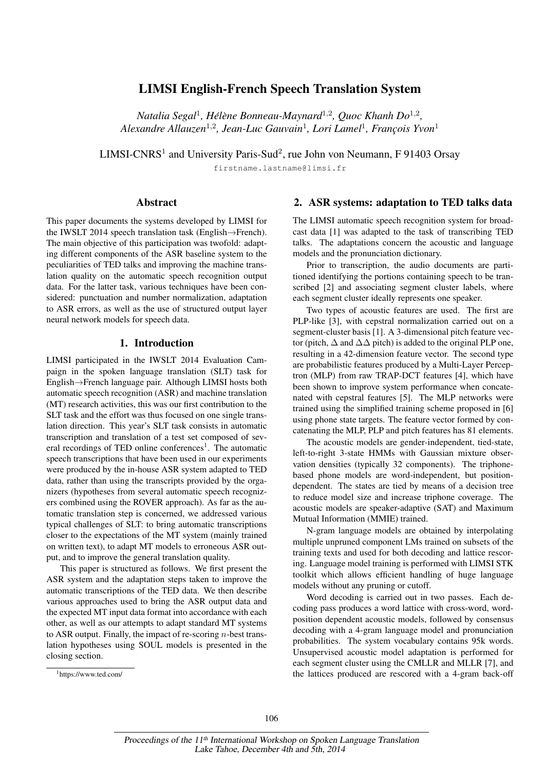# LIMSI English-French Speech Translation System

*Natalia Segal*[1], *Hélène Bonneau-Maynard*[1,2], *Quoc Khanh Do*[1,2], *Alexandre Allauzen*[1,2], *Jean-Luc Gauvain*[1], *Lori Lamel*[1], *François Yvon*[1]

LIMSI-CNRS[1] and University Paris-Sud[2], rue John von Neumann, F 91403 Orsay

firstname.lastname@limsi.fr

## Abstract

This paper documents the systems developed by LIMSI for the IWSLT 2014 speech translation task (English→French). The main objective of this participation was twofold: adapting different components of the ASR baseline system to the peculiarities of TED talks and improving the machine translation quality on the automatic speech recognition output data. For the latter task, various techniques have been considered: punctuation and number normalization, adaptation to ASR errors, as well as the use of structured output layer neural network models for speech data.

## 1. Introduction

LIMSI participated in the IWSLT 2014 Evaluation Campaign in the spoken language translation (SLT) task for English→French language pair. Although LIMSI hosts both automatic speech recognition (ASR) and machine translation (MT) research activities, this was our first contribution to the SLT task and the effort was thus focused on one single translation direction. This year's SLT task consists in automatic transcription and translation of a test set composed of several recordings of TED online conferences[1]. The automatic speech transcriptions that have been used in our experiments were produced by the in-house ASR system adapted to TED data, rather than using the transcripts provided by the organizers (hypotheses from several automatic speech recognizers combined using the ROVER approach). As far as the automatic translation step is concerned, we addressed various typical challenges of SLT: to bring automatic transcriptions closer to the expectations of the MT system (mainly trained on written text), to adapt MT models to erroneous ASR output, and to improve the general translation quality.

This paper is structured as follows. We first present the ASR system and the adaptation steps taken to improve the automatic transcriptions of the TED data. We then describe various approaches used to bring the ASR output data and the expected MT input data format into accordance with each other, as well as our attempts to adapt standard MT systems to ASR output. Finally, the impact of re-scoring $n$-best translation hypotheses using SOUL models is presented in the closing section.

[1]https://www.ted.com/

## 2. ASR systems: adaptation to TED talks data

The LIMSI automatic speech recognition system for broadcast data [1] was adapted to the task of transcribing TED talks. The adaptations concern the acoustic and language models and the pronunciation dictionary.

Prior to transcription, the audio documents are partitioned identifying the portions containing speech to be transcribed [2] and associating segment cluster labels, where each segment cluster ideally represents one speaker.

Two types of acoustic features are used. The first are PLP-like [3], with cepstral normalization carried out on a segment-cluster basis [1]. A 3-dimensional pitch feature vector (pitch, $\Delta$ and $\Delta\Delta$ pitch) is added to the original PLP one, resulting in a 42-dimension feature vector. The second type are probabilistic features produced by a Multi-Layer Perceptron (MLP) from raw TRAP-DCT features [4], which have been shown to improve system performance when concatenated with cepstral features [5]. The MLP networks were trained using the simplified training scheme proposed in [6] using phone state targets. The feature vector formed by concatenating the MLP, PLP and pitch features has 81 elements.

The acoustic models are gender-independent, tied-state, left-to-right 3-state HMMs with Gaussian mixture observation densities (typically 32 components). The triphone-based phone models are word-independent, but position-dependent. The states are tied by means of a decision tree to reduce model size and increase triphone coverage. The acoustic models are speaker-adaptive (SAT) and Maximum Mutual Information (MMIE) trained.

N-gram language models are obtained by interpolating multiple unpruned component LMs trained on subsets of the training texts and used for both decoding and lattice rescoring. Language model training is performed with LIMSI STK toolkit which allows efficient handling of huge language models without any pruning or cutoff.

Word decoding is carried out in two passes. Each decoding pass produces a word lattice with cross-word, word-position dependent acoustic models, followed by consensus decoding with a 4-gram language model and pronunciation probabilities. The system vocabulary contains 95k words. Unsupervised acoustic model adaptation is performed for each segment cluster using the CMLLR and MLLR [7], and the lattices produced are rescored with a 4-gram back-off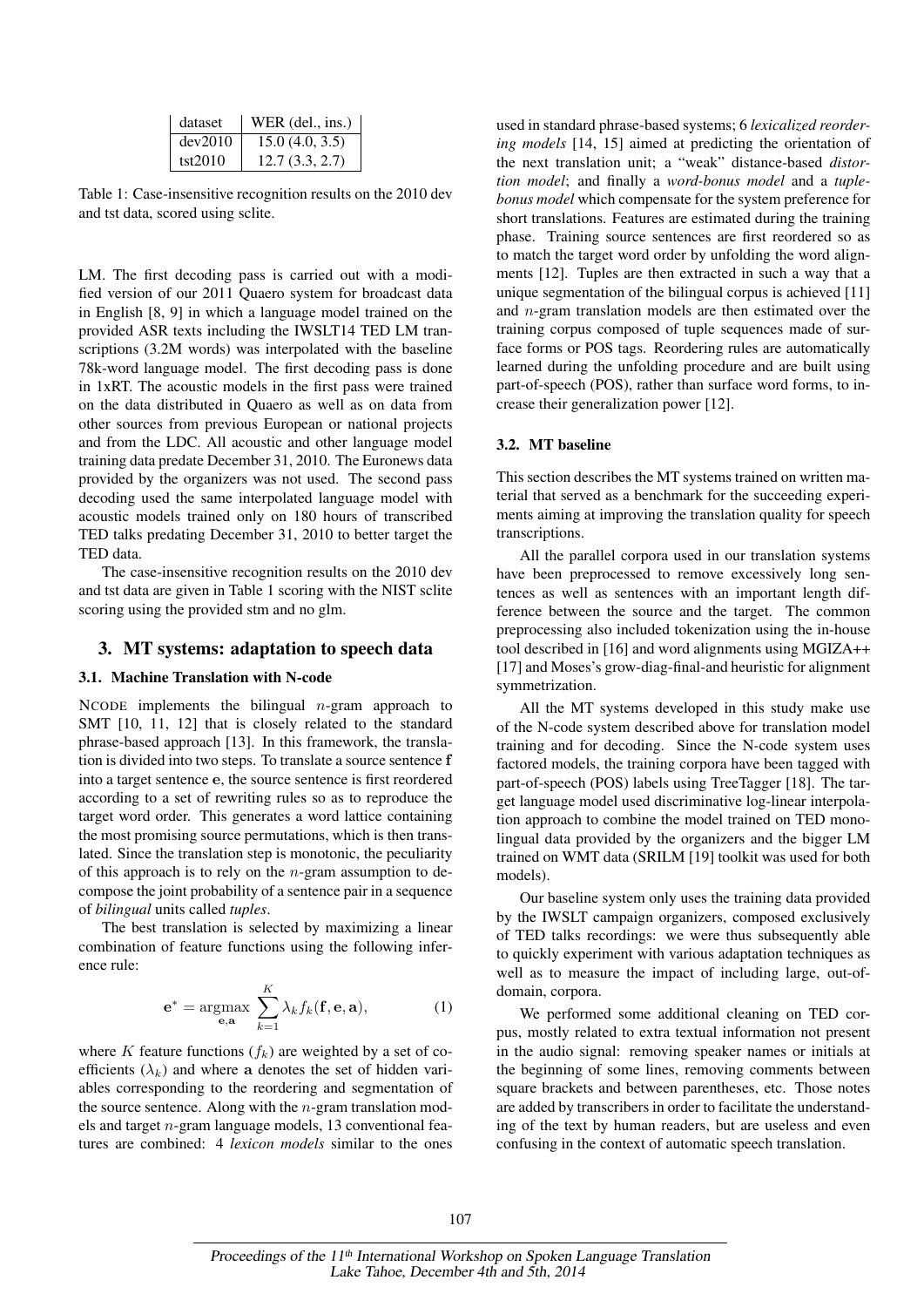| dataset | WER (del., ins.) |
| --- | --- |
| dev2010 | 15.0 (4.0, 3.5) |
| tst2010 | 12.7 (3.3, 2.7) |

Table 1: Case-insensitive recognition results on the 2010 dev and tst data, scored using sclite.

LM. The first decoding pass is carried out with a modified version of our 2011 Quaero system for broadcast data in English [8, 9] in which a language model trained on the provided ASR texts including the IWSLT14 TED LM transcriptions (3.2M words) was interpolated with the baseline 78k-word language model. The first decoding pass is done in 1xRT. The acoustic models in the first pass were trained on the data distributed in Quaero as well as on data from other sources from previous European and other national projects and from the LDC. All acoustic and other language model training data predate December 31, 2010. The Euronews data provided by the organizers was not used. The second pass decoding used the same interpolated language model with acoustic models trained only on 180 hours of transcribed TED talks predating December 31, 2010 to better target the TED data.

The case-insensitive recognition results on the 2010 dev and tst data are given in Table 1 scoring with the NIST sclite scoring using the provided stm and no glm.

## 3. MT systems: adaptation to speech data

### 3.1. Machine Translation with N-code

NCODE implements the bilingual $n$-gram approach to SMT [10, 11, 12] that is closely related to the standard phrase-based approach [13]. In this framework, the translation is divided into two steps. To translate a source sentence $\mathbf{f}$ into a target sentence $\mathbf{e}$, the source sentence is first reordered according to a set of rewriting rules so as to reproduce the target word order. This generates a word lattice containing the most promising source permutations, which is then translated. Since the translation step is monotonic, the peculiarity of this approach is to rely on the $n$-gram assumption to decompose the joint probability of a sentence pair in a sequence of *bilingual* units called *tuples*.

The best translation is selected by maximizing a linear combination of feature functions using the following inference rule:

$$\mathbf{e}^* = \underset{\mathbf{e},\mathbf{a}}{\mathrm{argmax}} \sum_{k=1}^{K} \lambda_k f_k(\mathbf{f}, \mathbf{e}, \mathbf{a}), \tag{1}$$

where $K$ feature functions ($f_k$) are weighted by a set of coefficients ($\lambda_k$) and where $\mathbf{a}$ denotes the set of hidden variables corresponding to the reordering and segmentation of the source sentence. Along with the $n$-gram translation models and target $n$-gram language models, 13 conventional features are combined: 4 *lexicon models* similar to the ones used in standard phrase-based systems; 6 *lexicalized reordering models* [14, 15] aimed at predicting the orientation of the next translation unit; a "weak" distance-based *distortion model*; and finally a *word-bonus model* and a *tuple-bonus model* which compensate for the system preference for short translations. Features are estimated during the training phase. Training source sentences are first reordered so as to match the target word order by unfolding the word alignments [12]. Tuples are then extracted in such a way that a unique segmentation of the bilingual corpus is achieved [11] and $n$-gram translation models are then estimated over the training corpus composed of tuple sequences made of surface forms or POS tags. Reordering rules are automatically learned during the unfolding procedure and are built using part-of-speech (POS), rather than surface word forms, to increase their generalization power [12].

### 3.2. MT baseline

This section describes the MT systems trained on written material that served as a benchmark for the succeeding experiments aiming at improving the translation quality for speech transcriptions.

All the parallel corpora used in our translation systems have been preprocessed to remove excessively long sentences as well as sentences with an important length difference between the source and the target. The common preprocessing also included tokenization using the in-house tool described in [16] and word alignments using MGIZA++ [17] and Moses's grow-diag-final-and heuristic for alignment symmetrization.

All the MT systems developed in this study make use of the N-code system described above for translation model training and for decoding. Since the N-code system uses factored models, the training corpora have been tagged with part-of-speech (POS) labels using TreeTagger [18]. The target language model used discriminative log-linear interpolation approach to combine the model trained on TED monolingual data provided by the organizers and the bigger LM trained on WMT data (SRILM [19] toolkit was used for both models).

Our baseline system only uses the training data provided by the IWSLT campaign organizers, composed exclusively of TED talks recordings: we were thus subsequently able to quickly experiment with various adaptation techniques as well as to measure the impact of including large, out-of-domain, corpora.

We performed some additional cleaning on TED corpus, mostly related to extra textual information not present in the audio signal: removing speaker names or initials at the beginning of some lines, removing comments between square brackets and between parentheses, etc. Those notes are added by transcribers in order to facilitate the understanding of the text by human readers, but are useless and even confusing in the context of automatic speech translation.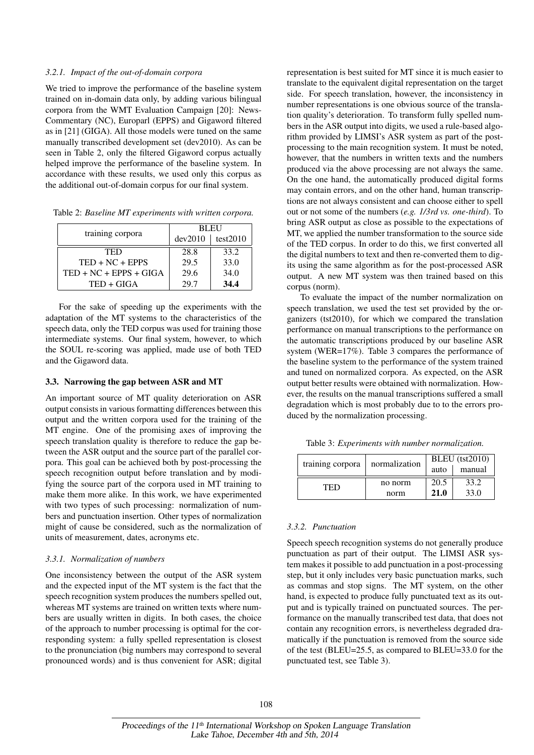#### 3.2.1. Impact of the out-of-domain corpora

We tried to improve the performance of the baseline system trained on in-domain data only, by adding various bilingual corpora from the WMT Evaluation Campaign [20]: News-Commentary (NC), Europarl (EPPS) and Gigaword filtered as in [21] (GIGA). All those models were tuned on the same manually transcribed development set (dev2010). As can be seen in Table 2, only the filtered Gigaword corpus actually helped improve the performance of the baseline system. In accordance with these results, we used only this corpus as the additional out-of-domain corpus for our final system.

Table 2: *Baseline MT experiments with written corpora.*

| training corpora | BLEU | |
|---|---|---|
| | dev2010 | test2010 |
| TED | 28.8 | 33.2 |
| TED + NC + EPPS | 29.5 | 33.0 |
| TED + NC + EPPS + GIGA | 29.6 | 34.0 |
| TED + GIGA | 29.7 | **34.4** |

For the sake of speeding up the experiments with the adaptation of the MT systems to the characteristics of the speech data, only the TED corpus was used for training those intermediate systems. Our final system, however, to which the SOUL re-scoring was applied, made use of both TED and the Gigaword data.

### 3.3. Narrowing the gap between ASR and MT

An important source of MT quality deterioration on ASR output consists in various formatting differences between this output and the written corpora used for the training of the MT engine. One of the promising axes of improving the speech translation quality is therefore to reduce the gap between the ASR output and the source part of the parallel corpora. This goal can be achieved both by post-processing the speech recognition output before translation and by modifying the source part of the corpora used in MT training to make them more alike. In this work, we have experimented with two types of such processing: normalization of numbers and punctuation insertion. Other types of normalization might of cause be considered, such as the normalization of units of measurement, dates, acronyms etc.

#### 3.3.1. Normalization of numbers

One inconsistency between the output of the ASR system and the expected input of the MT system is the fact that the speech recognition system produces the numbers spelled out, whereas MT systems are trained on written texts where numbers are usually written in digits. In both cases, the choice of the approach to number processing is optimal for the corresponding system: a fully spelled representation is closest to the pronunciation (big numbers may correspond to several pronounced words) and is thus convenient for ASR; digital representation is best suited for MT since it is much easier to translate to the equivalent digital representation on the target side. For speech translation, however, the inconsistency in number representations is one obvious source of the translation quality's deterioration. To transform fully spelled numbers in the ASR output into digits, we used a rule-based algorithm provided by LIMSI's ASR system as part of the post-processing to the main recognition system. It must be noted, however, that the numbers in written texts and the numbers produced via the above processing are not always the same. On the one hand, the automatically produced digital forms may contain errors, and on the other hand, human transcriptions are not always consistent and can choose either to spell out or not some of the numbers (*e.g. 1/3rd vs. one-third*). To bring ASR output as close as possible to the expectations of MT, we applied the number transformation to the source side of the TED corpus. In order to do this, we first converted all the digital numbers to text and then re-converted them to digits using the same algorithm as for the post-processed ASR output. A new MT system was then trained based on this corpus (norm).

To evaluate the impact of the number normalization on speech translation, we used the test set provided by the organizers (tst2010), for which we compared the translation performance on manual transcriptions to the performance on the automatic transcriptions produced by our baseline ASR system (WER=17%). Table 3 compares the performance of the baseline system to the performance of the system trained and tuned on normalized corpora. As expected, on the ASR output better results were obtained with normalization. However, the results on the manual transcriptions suffered a small degradation which is most probably due to to the errors produced by the normalization processing.

Table 3: *Experiments with number normalization.*

| training corpora | normalization | BLEU (tst2010) | |
|---|---|---|---|
| | | auto | manual |
| TED | no norm | 20.5 | 33.2 |
| | norm | **21.0** | 33.0 |

#### 3.3.2. Punctuation

Speech speech recognition systems do not generally produce punctuation as part of their output. The LIMSI ASR system makes it possible to add punctuation in a post-processing step, but it only includes very basic punctuation marks, such as commas and stop signs. The MT system, on the other hand, is expected to produce fully punctuated text as its output and is typically trained on punctuated sources. The performance on the manually transcribed test data, that does not contain any recognition errors, is nevertheless degraded dramatically if the punctuation is removed from the source side of the test (BLEU=25.5, as compared to BLEU=33.0 for the punctuated test, see Table 3).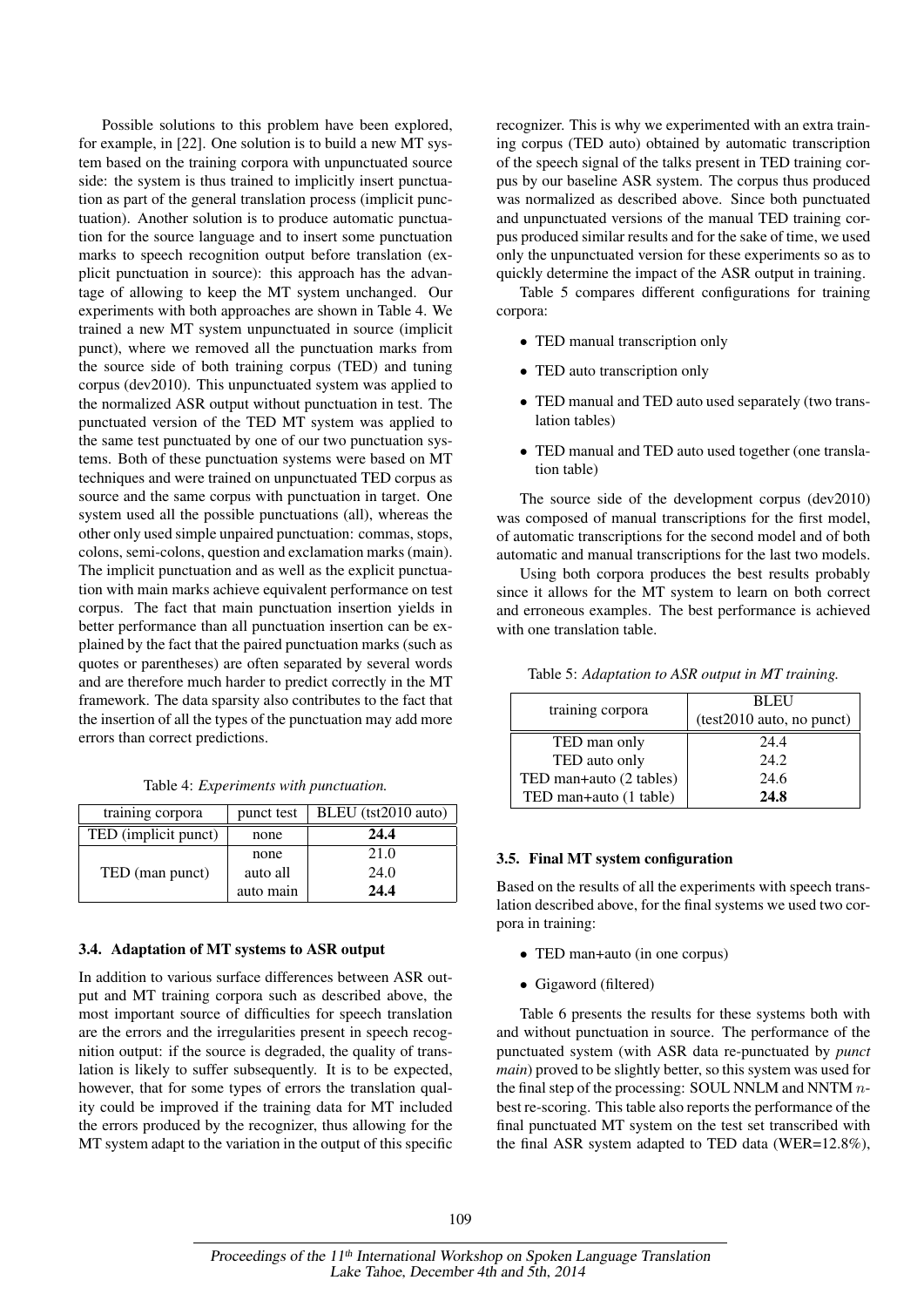Possible solutions to this problem have been explored, for example, in [22]. One solution is to build a new MT system based on the training corpora with unpunctuated source side: the system is thus trained to implicitly insert punctuation as part of the general translation process (implicit punctuation). Another solution is to produce automatic punctuation for the source language and to insert some punctuation marks to speech recognition output before translation (explicit punctuation in source): this approach has the advantage of allowing to keep the MT system unchanged. Our experiments with both approaches are shown in Table 4. We trained a new MT system unpunctuated in source (implicit punct), where we removed all the punctuation marks from the source side of both training corpus (TED) and tuning corpus (dev2010). This unpunctuated system was applied to the normalized ASR output without punctuation in test. The punctuated version of the TED MT system was applied to the same test punctuated by one of our two punctuation systems. Both of these punctuation systems were based on MT techniques and were trained on unpunctuated TED corpus as source and the same corpus with punctuation in target. One system used all the possible punctuations (all), whereas the other only used simple unpaired punctuation: commas, stops, colons, semi-colons, question and exclamation marks (main). The implicit punctuation and as well as the explicit punctuation with main marks achieve equivalent performance on test corpus. The fact that main punctuation insertion yields in better performance than all punctuation insertion can be explained by the fact that the paired punctuation marks (such as quotes or parentheses) are often separated by several words and are therefore much harder to predict correctly in the MT framework. The data sparsity also contributes to the fact that the insertion of all the types of the punctuation may add more errors than correct predictions.

Table 4: *Experiments with punctuation.*

| training corpora | punct test | BLEU (tst2010 auto) |
|---|---|---|
| TED (implicit punct) | none | **24.4** |
| TED (man punct) | none | 21.0 |
| | auto all | 24.0 |
| | auto main | **24.4** |

### 3.4. Adaptation of MT systems to ASR output

In addition to various surface differences between ASR output and MT training corpora such as described above, the most important source of difficulties for speech translation are the errors and the irregularities present in speech recognition output: if the source is degraded, the quality of translation is likely to suffer subsequently. It is to be expected, however, that for some types of errors the translation quality could be improved if the training data for MT included the errors produced by the recognizer, thus allowing for the MT system adapt to the variation in the output of this specific recognizer. This is why we experimented with an extra training corpus (TED auto) obtained by automatic transcription of the speech signal of the talks present in TED training corpus by our baseline ASR system. The corpus thus produced was normalized as described above. Since both punctuated and unpunctuated versions of the manual TED training corpus produced similar results and for the sake of time, we used only the unpunctuated version for these experiments so as to quickly determine the impact of the ASR output in training.

Table 5 compares different configurations for training corpora:

- TED manual transcription only
- TED auto transcription only
- TED manual and TED auto used separately (two translation tables)
- TED manual and TED auto used together (one translation table)

The source side of the development corpus (dev2010) was composed of manual transcriptions for the first model, of automatic transcriptions for the second model and of both automatic and manual transcriptions for the last two models.

Using both corpora produces the best results probably since it allows for the MT system to learn on both correct and erroneous examples. The best performance is achieved with one translation table.

Table 5: *Adaptation to ASR output in MT training.*

| training corpora | BLEU (test2010 auto, no punct) |
|---|---|
| TED man only | 24.4 |
| TED auto only | 24.2 |
| TED man+auto (2 tables) | 24.6 |
| TED man+auto (1 table) | **24.8** |

### 3.5. Final MT system configuration

Based on the results of all the experiments with speech translation described above, for the final systems we used two corpora in training:

- TED man+auto (in one corpus)
- Gigaword (filtered)

Table 6 presents the results for these systems both with and without punctuation in source. The performance of the punctuated system (with ASR data re-punctuated by *punct main*) proved to be slightly better, so this system was used for the final step of the processing: SOUL NNLM and NNTM $n$-best re-scoring. This table also reports the performance of the final punctuated MT system on the test set transcribed with the final ASR system adapted to TED data (WER=12.8%),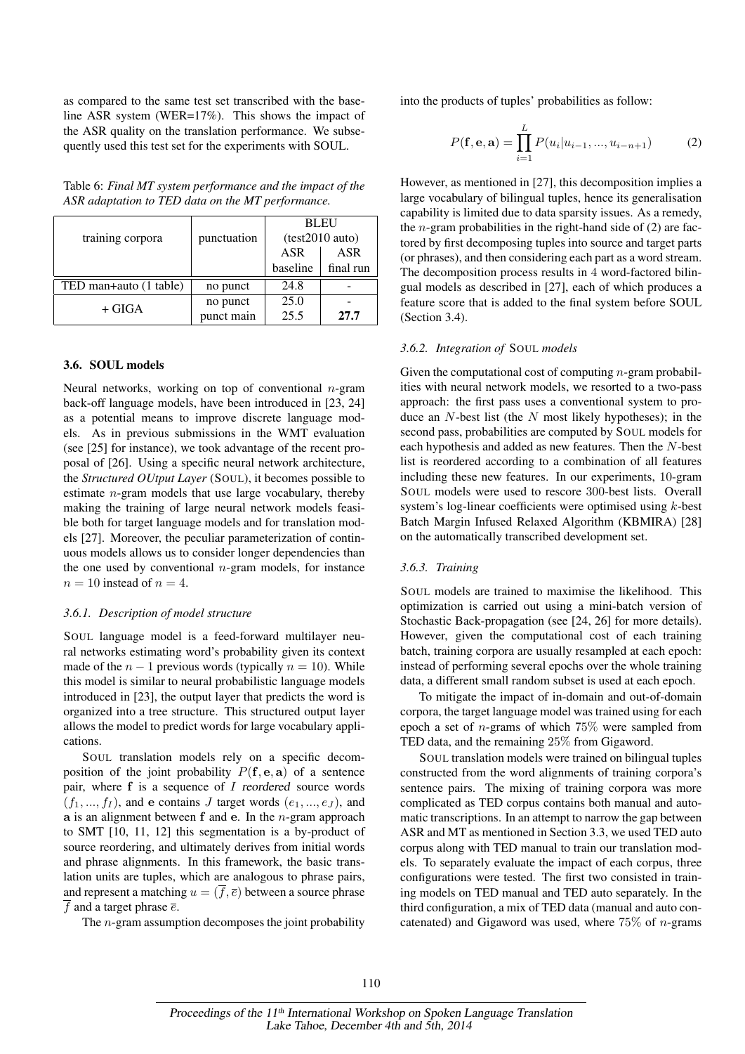as compared to the same test set transcribed with the baseline ASR system (WER=17%). This shows the impact of the ASR quality on the translation performance. We subsequently used this test set for the experiments with SOUL.

Table 6: *Final MT system performance and the impact of the ASR adaptation to TED data on the MT performance.*

| training corpora | punctuation | BLEU (test2010 auto) | |
|---|---|---|---|
| | | ASR baseline | ASR final run |
| TED man+auto (1 table) | no punct | 24.8 | - |
| + GIGA | no punct | 25.0 | - |
| | punct main | 25.5 | **27.7** |

### 3.6. SOUL models

Neural networks, working on top of conventional $n$-gram back-off language models, have been introduced in [23, 24] as a potential means to improve discrete language models. As in previous submissions in the WMT evaluation (see [25] for instance), we took advantage of the recent proposal of [26]. Using a specific neural network architecture, the ***Structured OUtput Layer*** (SOUL), it becomes possible to estimate $n$-gram models that use large vocabulary, thereby making the training of large neural network models feasible both for target language models and for translation models [27]. Moreover, the peculiar parameterization of continuous models allows us to consider longer dependencies than the one used by conventional $n$-gram models, for instance $n = 10$ instead of $n = 4$.

#### 3.6.1. Description of model structure

SOUL language model is a feed-forward multilayer neural networks estimating word's probability given its context made of the $n - 1$ previous words (typically $n = 10$). While this model is similar to neural probabilistic language models introduced in [23], the output layer that predicts the word is organized into a tree structure. This structured output layer allows the model to predict words for large vocabulary applications.

SOUL translation models rely on a specific decomposition of the joint probability $P(\mathbf{f}, \mathbf{e}, \mathbf{a})$ of a sentence pair, where $\mathbf{f}$ is a sequence of $I$ reordered source words $(f_1, ..., f_I)$, and $\mathbf{e}$ contains $J$ target words $(e_1, ..., e_J)$, and $\mathbf{a}$ is an alignment between $\mathbf{f}$ and $\mathbf{e}$. In the $n$-gram approach to SMT [10, 11, 12] this segmentation is a by-product of source reordering, and ultimately derives from initial words and phrase alignments. In this framework, the basic translation units are tuples, which are analogous to phrase pairs, and represent a matching $u = (\overline{f}, \overline{e})$ between a source phrase $\overline{f}$ and a target phrase $\overline{e}$.

The $n$-gram assumption decomposes the joint probability into the products of tuples' probabilities as follow:

$$P(\mathbf{f}, \mathbf{e}, \mathbf{a}) = \prod_{i=1}^{L} P(u_i | u_{i-1}, ..., u_{i-n+1}) \qquad (2)$$

However, as mentioned in [27], this decomposition implies a large vocabulary of bilingual tuples, hence its generalisation capability is limited due to data sparsity issues. As a remedy, the $n$-gram probabilities in the right-hand side of (2) are factored by first decomposing tuples into source and target parts (or phrases), and then considering each part as a word stream. The decomposition process results in 4 word-factored bilingual models as described in [27], each of which produces a feature score that is added to the final system before SOUL (Section 3.4).

#### 3.6.2. Integration of SOUL models

Given the computational cost of computing $n$-gram probabilities with neural network models, we resorted to a two-pass approach: the first pass uses a conventional system to produce an $N$-best list (the $N$ most likely hypotheses); in the second pass, probabilities are computed by SOUL models for each hypothesis and added as new features. Then the $N$-best list is reordered according to a combination of all features including these new features. In our experiments, 10-gram SOUL models were used to rescore 300-best lists. Overall system's log-linear coefficients were optimised using $k$-best Batch Margin Infused Relaxed Algorithm (KBMIRA) [28] on the automatically transcribed development set.

#### 3.6.3. Training

SOUL models are trained to maximise the likelihood. This optimization is carried out using a mini-batch version of Stochastic Back-propagation (see [24, 26] for more details). However, given the computational cost of each training batch, training corpora are usually resampled at each epoch: instead of performing several epochs over the whole training data, a different small random subset is used at each epoch.

To mitigate the impact of in-domain and out-of-domain corpora, the target language model was trained using for each epoch a set of $n$-grams of which 75% were sampled from TED data, and the remaining 25% from Gigaword.

SOUL translation models were trained on bilingual tuples constructed from the word alignments of training corpora's sentence pairs. The mixing of training corpora was more complicated as TED corpus contains both manual and automatic transcriptions. In an attempt to narrow the gap between ASR and MT as mentioned in Section 3.3, we used TED auto corpus along with TED manual to train our translation models. To separately evaluate the impact of each corpus, three configurations were tested. The first two consisted in training models on TED manual and TED auto separately. In the third configuration, a mix of TED data (manual and auto concatenated) and Gigaword was used, where 75% of $n$-grams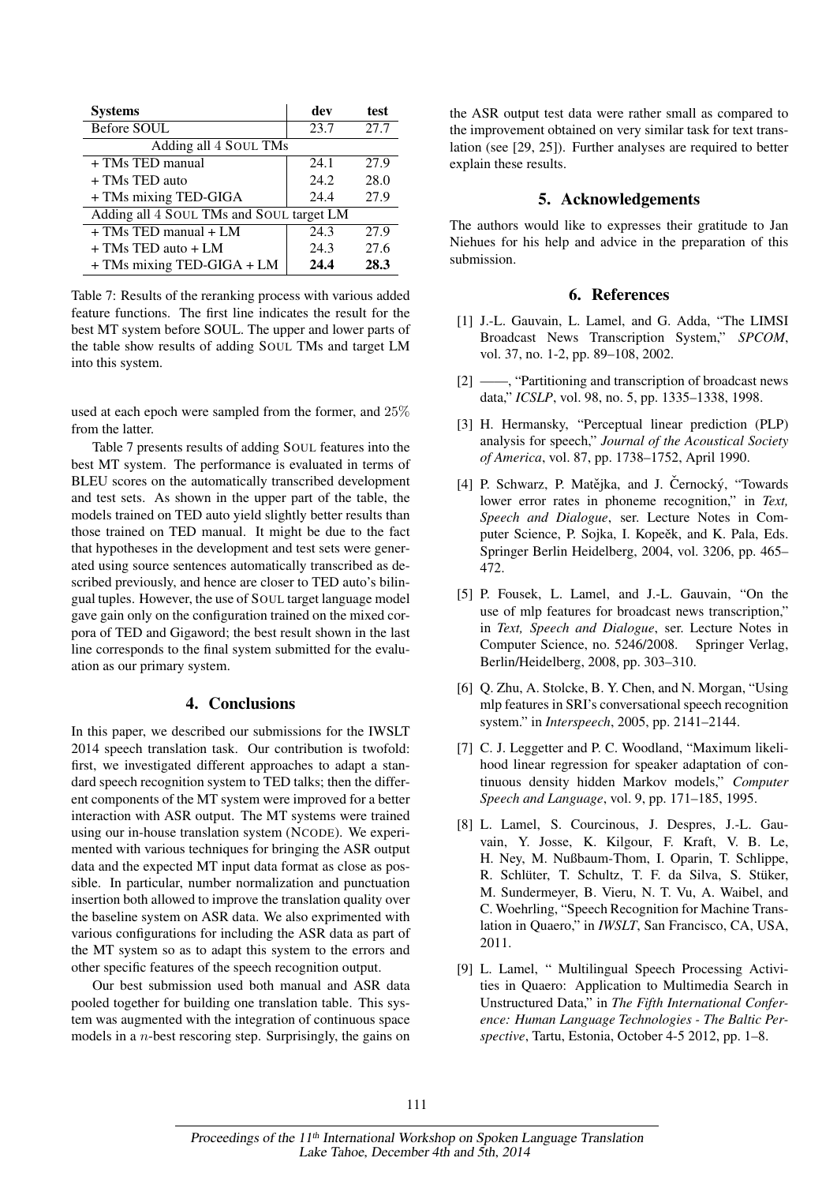| Systems | dev | test |
|---|---|---|
| Before SOUL | 23.7 | 27.7 |
| Adding all 4 SOUL TMs | | |
| + TMs TED manual | 24.1 | 27.9 |
| + TMs TED auto | 24.2 | 28.0 |
| + TMs mixing TED-GIGA | 24.4 | 27.9 |
| Adding all 4 SOUL TMs and SOUL target LM | | |
| + TMs TED manual + LM | 24.3 | 27.9 |
| + TMs TED auto + LM | 24.3 | 27.6 |
| + TMs mixing TED-GIGA + LM | **24.4** | **28.3** |

Table 7: Results of the reranking process with various added feature functions. The first line indicates the result for the best MT system before SOUL. The upper and lower parts of the table show results of adding SOUL TMs and target LM into this system.

used at each epoch were sampled from the former, and 25% from the latter.

Table 7 presents results of adding SOUL features into the best MT system. The performance is evaluated in terms of BLEU scores on the automatically transcribed development and test sets. As shown in the upper part of the table, the models trained on TED auto yield slightly better results than those trained on TED manual. It might be due to the fact that hypotheses in the development and test sets were generated using source sentences automatically transcribed as described previously, and hence are closer to TED auto's bilingual tuples. However, the use of SOUL target language model gave gain only on the configuration trained on the mixed corpora of TED and Gigaword; the best result shown in the last line corresponds to the final system submitted for the evaluation as our primary system.

## 4. Conclusions

In this paper, we described our submissions for the IWSLT 2014 speech translation task. Our contribution is twofold: first, we investigated different approaches to adapt a standard speech recognition system to TED talks; then the different components of the MT system were improved for a better interaction with ASR output. The MT systems were trained using our in-house translation system (NCODE). We experimented with various techniques for bringing the ASR output data and the expected MT input data format as close as possible. In particular, number normalization and punctuation insertion both allowed to improve the translation quality over the baseline system on ASR data. We also exprimented with various configurations for including the ASR data as part of the MT system so as to adapt this system to the errors and other specific features of the speech recognition output.

Our best submission used both manual and ASR data pooled together for building one translation table. This system was augmented with the integration of continuous space models in a $n$-best rescoring step. Surprisingly, the gains on the ASR output test data were rather small as compared to the improvement obtained on very similar task for text translation (see [29, 25]). Further analyses are required to better explain these results.

## 5. Acknowledgements

The authors would like to expresses their gratitude to Jan Niehues for his help and advice in the preparation of this submission.

## 6. References

[1] J.-L. Gauvain, L. Lamel, and G. Adda, "The LIMSI Broadcast News Transcription System," *SPCOM*, vol. 37, no. 1-2, pp. 89–108, 2002.

[2] ——, "Partitioning and transcription of broadcast news data," *ICSLP*, vol. 98, no. 5, pp. 1335–1338, 1998.

[3] H. Hermansky, "Perceptual linear prediction (PLP) analysis for speech," *Journal of the Acoustical Society of America*, vol. 87, pp. 1738–1752, April 1990.

[4] P. Schwarz, P. Matějka, and J. Černocký, "Towards lower error rates in phoneme recognition," in *Text, Speech and Dialogue*, ser. Lecture Notes in Computer Science, P. Sojka, I. Kopeček, and K. Pala, Eds. Springer Berlin Heidelberg, 2004, vol. 3206, pp. 465–472.

[5] P. Fousek, L. Lamel, and J.-L. Gauvain, "On the use of mlp features for broadcast news transcription," in *Text, Speech and Dialogue*, ser. Lecture Notes in Computer Science, no. 5246/2008. Springer Verlag, Berlin/Heidelberg, 2008, pp. 303–310.

[6] Q. Zhu, A. Stolcke, B. Y. Chen, and N. Morgan, "Using mlp features in SRI's conversational speech recognition system." in *Interspeech*, 2005, pp. 2141–2144.

[7] C. J. Leggetter and P. C. Woodland, "Maximum likelihood linear regression for speaker adaptation of continuous density hidden Markov models," *Computer Speech and Language*, vol. 9, pp. 171–185, 1995.

[8] L. Lamel, S. Courcinous, J. Despres, J.-L. Gauvain, Y. Josse, K. Kilgour, F. Kraft, V. B. Le, H. Ney, M. Nußbaum-Thom, I. Oparin, T. Schlippe, R. Schlüter, T. Schultz, T. F. da Silva, S. Stüker, M. Sundermeyer, B. Vieru, N. T. Vu, A. Waibel, and C. Woehrling, "Speech Recognition for Machine Translation in Quaero," in *IWSLT*, San Francisco, CA, USA, 2011.

[9] L. Lamel, " Multilingual Speech Processing Activities in Quaero: Application to Multimedia Search in Unstructured Data," in *The Fifth International Conference: Human Language Technologies - The Baltic Perspective*, Tartu, Estonia, October 4-5 2012, pp. 1–8.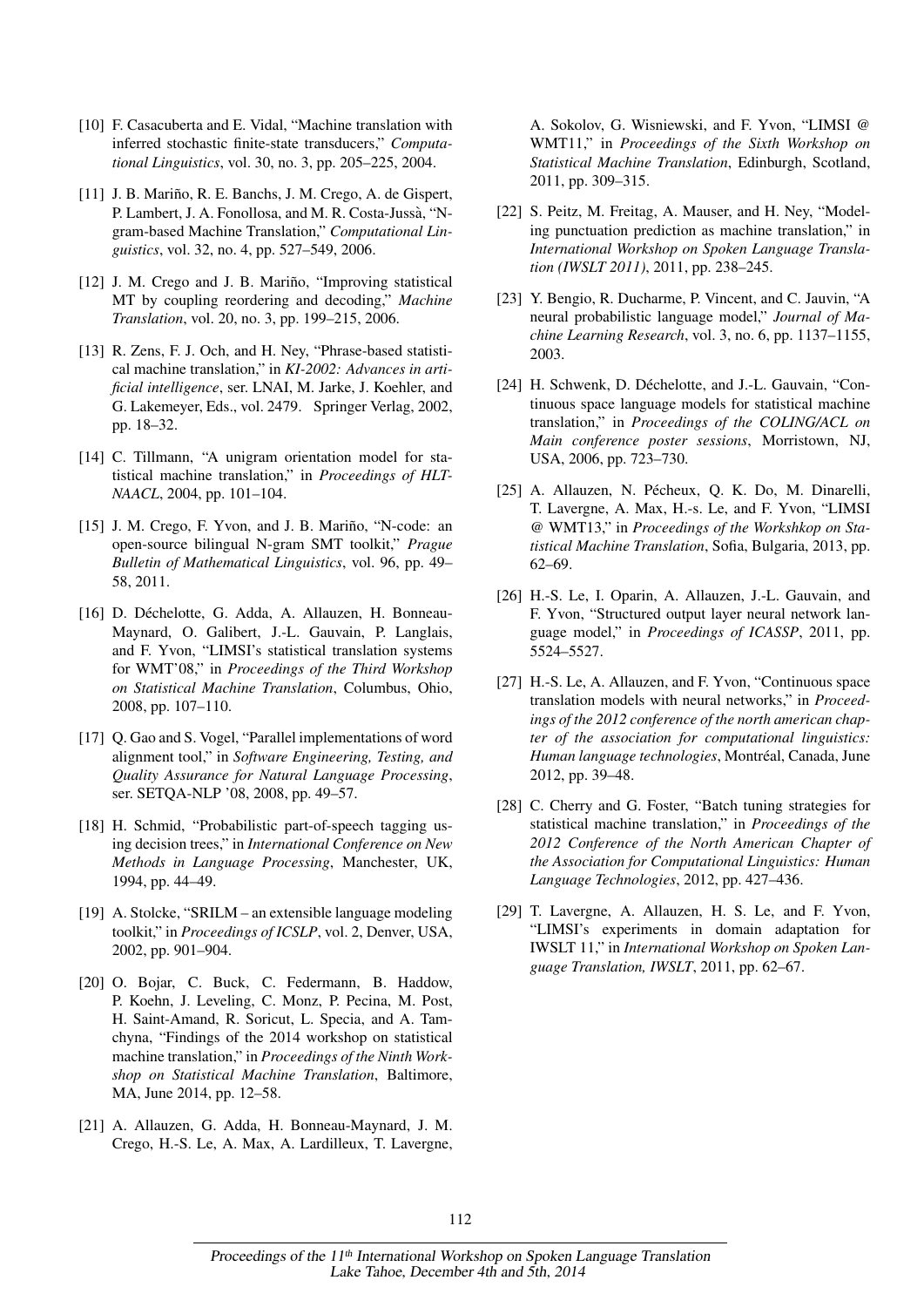[10] F. Casacuberta and E. Vidal, "Machine translation with inferred stochastic finite-state transducers," *Computational Linguistics*, vol. 30, no. 3, pp. 205–225, 2004.

[11] J. B. Mariño, R. E. Banchs, J. M. Crego, A. de Gispert, P. Lambert, J. A. Fonollosa, and M. R. Costa-Jussà, "N-gram-based Machine Translation," *Computational Linguistics*, vol. 32, no. 4, pp. 527–549, 2006.

[12] J. M. Crego and J. B. Mariño, "Improving statistical MT by coupling reordering and decoding," *Machine Translation*, vol. 20, no. 3, pp. 199–215, 2006.

[13] R. Zens, F. J. Och, and H. Ney, "Phrase-based statistical machine translation," in *KI-2002: Advances in artificial intelligence*, ser. LNAI, M. Jarke, J. Koehler, and G. Lakemeyer, Eds., vol. 2479. Springer Verlag, 2002, pp. 18–32.

[14] C. Tillmann, "A unigram orientation model for statistical machine translation," in *Proceedings of HLT-NAACL*, 2004, pp. 101–104.

[15] J. M. Crego, F. Yvon, and J. B. Mariño, "N-code: an open-source bilingual N-gram SMT toolkit," *Prague Bulletin of Mathematical Linguistics*, vol. 96, pp. 49–58, 2011.

[16] D. Déchelotte, G. Adda, A. Allauzen, H. Bonneau-Maynard, O. Galibert, J.-L. Gauvain, P. Langlais, and F. Yvon, "LIMSI's statistical translation systems for WMT'08," in *Proceedings of the Third Workshop on Statistical Machine Translation*, Columbus, Ohio, 2008, pp. 107–110.

[17] Q. Gao and S. Vogel, "Parallel implementations of word alignment tool," in *Software Engineering, Testing, and Quality Assurance for Natural Language Processing*, ser. SETQA-NLP '08, 2008, pp. 49–57.

[18] H. Schmid, "Probabilistic part-of-speech tagging using decision trees," in *International Conference on New Methods in Language Processing*, Manchester, UK, 1994, pp. 44–49.

[19] A. Stolcke, "SRILM – an extensible language modeling toolkit," in *Proceedings of ICSLP*, vol. 2, Denver, USA, 2002, pp. 901–904.

[20] O. Bojar, C. Buck, C. Federmann, B. Haddow, P. Koehn, J. Leveling, C. Monz, P. Pecina, M. Post, H. Saint-Amand, R. Soricut, L. Specia, and A. Tamchyna, "Findings of the 2014 workshop on statistical machine translation," in *Proceedings of the Ninth Workshop on Statistical Machine Translation*, Baltimore, MA, June 2014, pp. 12–58.

[21] A. Allauzen, G. Adda, H. Bonneau-Maynard, J. M. Crego, H.-S. Le, A. Max, A. Lardilleux, T. Lavergne, A. Sokolov, G. Wisniewski, and F. Yvon, "LIMSI @ WMT11," in *Proceedings of the Sixth Workshop on Statistical Machine Translation*, Edinburgh, Scotland, 2011, pp. 309–315.

[22] S. Peitz, M. Freitag, A. Mauser, and H. Ney, "Modeling punctuation prediction as machine translation," in *International Workshop on Spoken Language Translation (IWSLT 2011)*, 2011, pp. 238–245.

[23] Y. Bengio, R. Ducharme, P. Vincent, and C. Jauvin, "A neural probabilistic language model," *Journal of Machine Learning Research*, vol. 3, no. 6, pp. 1137–1155, 2003.

[24] H. Schwenk, D. Déchelotte, and J.-L. Gauvain, "Continuous space language models for statistical machine translation," in *Proceedings of the COLING/ACL on Main conference poster sessions*, Morristown, NJ, USA, 2006, pp. 723–730.

[25] A. Allauzen, N. Pécheux, Q. K. Do, M. Dinarelli, T. Lavergne, A. Max, H.-s. Le, and F. Yvon, "LIMSI @ WMT13," in *Proceedings of the Workshkop on Statistical Machine Translation*, Sofia, Bulgaria, 2013, pp. 62–69.

[26] H.-S. Le, I. Oparin, A. Allauzen, J.-L. Gauvain, and F. Yvon, "Structured output layer neural network language model," in *Proceedings of ICASSP*, 2011, pp. 5524–5527.

[27] H.-S. Le, A. Allauzen, and F. Yvon, "Continuous space translation models with neural networks," in *Proceedings of the 2012 conference of the north american chapter of the association for computational linguistics: Human language technologies*, Montréal, Canada, June 2012, pp. 39–48.

[28] C. Cherry and G. Foster, "Batch tuning strategies for statistical machine translation," in *Proceedings of the 2012 Conference of the North American Chapter of the Association for Computational Linguistics: Human Language Technologies*, 2012, pp. 427–436.

[29] T. Lavergne, A. Allauzen, H. S. Le, and F. Yvon, "LIMSI's experiments in domain adaptation for IWSLT 11," in *International Workshop on Spoken Language Translation, IWSLT*, 2011, pp. 62–67.